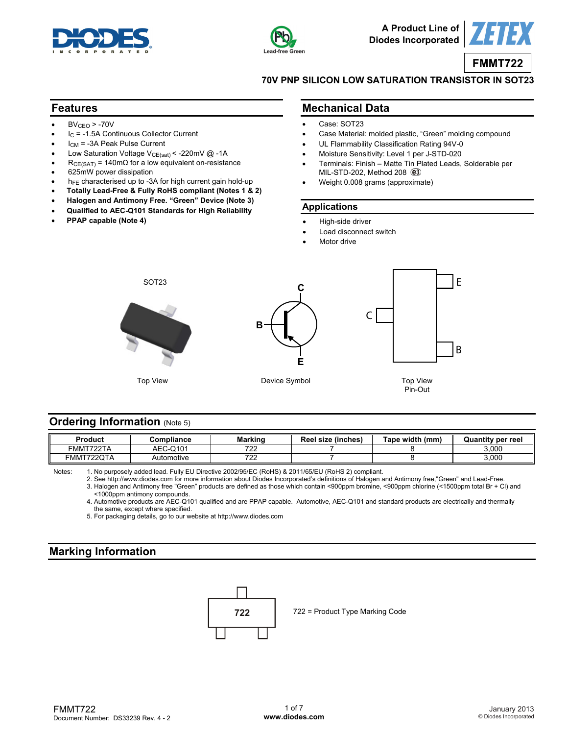A Product Line of Diodes Incorporated

# FMMT722

## 70V PNP SILICON LOW SATURATION TRANSISTOR IN SOT23

## Features

- $BV_{CEO}$ > -70V
- $I_C$ = -1.5A Continuous Collector Current
- $I_{CM}$ = -3A Peak Pulse Current
- Low Saturation Voltage $V_{CE(sat)}$ < -220mV @ -1A
- $R_{CE(SAT)}$ = 140mΩ for a low equivalent on-resistance
- 625mW power dissipation
- $h_{FE}$ characterised up to -3A for high current gain hold-up
- **Totally Lead-Free & Fully RoHS compliant (Notes 1 & 2)**
- **Halogen and Antimony Free. "Green" Device (Note 3)**
- **Qualified to AEC-Q101 Standards for High Reliability**
- **PPAP capable (Note 4)**

## Mechanical Data

- Case: SOT23
- Case Material: molded plastic, "Green" molding compound
- UL Flammability Classification Rating 94V-0
- Moisture Sensitivity: Level 1 per J-STD-020
- Terminals: Finish – Matte Tin Plated Leads, Solderable per MIL-STD-202, Method 208 (e3)
- Weight 0.008 grams (approximate)

## Applications

- High-side driver
- Load disconnect switch
- Motor drive

SOT23

Top View

Device Symbol

Top View
Pin-Out

## Ordering Information (Note 5)

| Product | Compliance | Marking | Reel size (inches) | Tape width (mm) | Quantity per reel |
|---|---|---|---|---|---|
| FMMT722TA | AEC-Q101 | 722 | 7 | 8 | 3,000 |
| FMMT722QTA | Automotive | 722 | 7 | 8 | 3,000 |

Notes:
1. No purposely added lead. Fully EU Directive 2002/95/EC (RoHS) & 2011/65/EU (RoHS 2) compliant.
2. See http://www.diodes.com for more information about Diodes Incorporated's definitions of Halogen and Antimony free,"Green" and Lead-Free.
3. Halogen and Antimony free "Green" products are defined as those which contain <900ppm bromine, <900ppm chlorine (<1500ppm total Br + Cl) and <1000ppm antimony compounds.
4. Automotive products are AEC-Q101 qualified and are PPAP capable. Automotive, AEC-Q101 and standard products are electrically and thermally the same, except where specified.
5. For packaging details, go to our website at http://www.diodes.com

## Marking Information

722

722 = Product Type Marking Code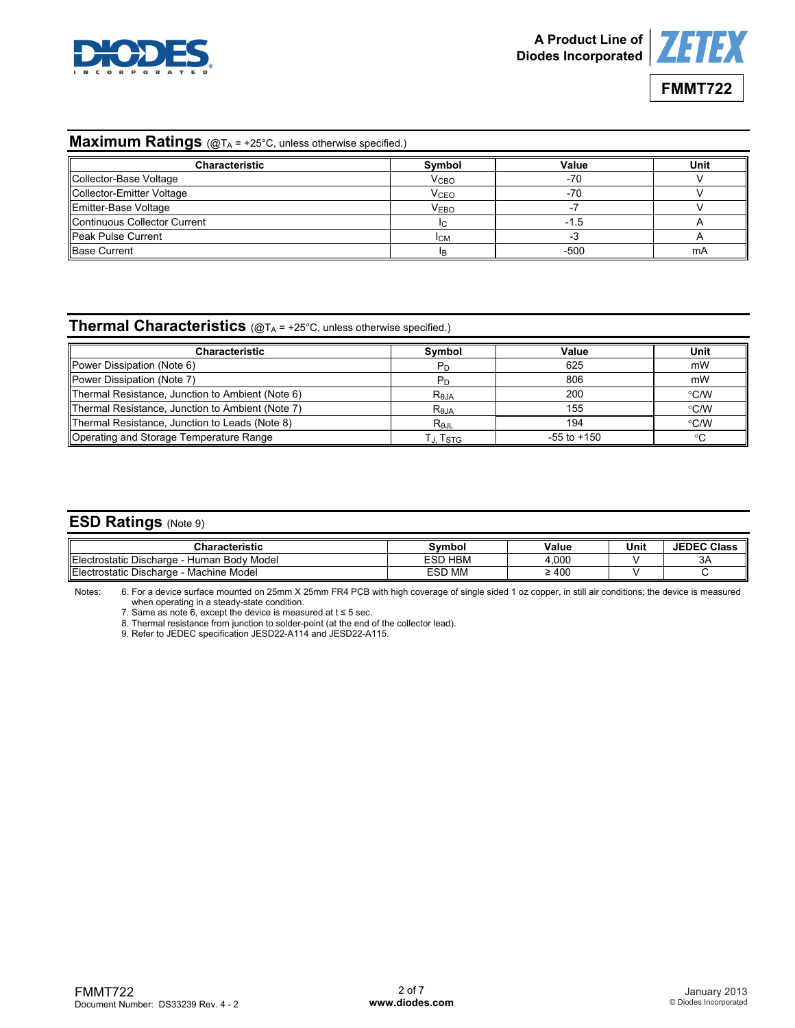## Maximum Ratings (@$T_A$ = +25°C, unless otherwise specified.)

| Characteristic | Symbol | Value | Unit |
|---|---|---|---|
| Collector-Base Voltage | $V_{CBO}$ | -70 | V |
| Collector-Emitter Voltage | $V_{CEO}$ | -70 | V |
| Emitter-Base Voltage | $V_{EBO}$ | -7 | V |
| Continuous Collector Current | $I_C$ | -1.5 | A |
| Peak Pulse Current | $I_{CM}$ | -3 | A |
| Base Current | $I_B$ | -500 | mA |

## Thermal Characteristics (@$T_A$ = +25°C, unless otherwise specified.)

| Characteristic | Symbol | Value | Unit |
|---|---|---|---|
| Power Dissipation (Note 6) | $P_D$ | 625 | mW |
| Power Dissipation (Note 7) | $P_D$ | 806 | mW |
| Thermal Resistance, Junction to Ambient (Note 6) | $R_{\theta JA}$ | 200 | °C/W |
| Thermal Resistance, Junction to Ambient (Note 7) | $R_{\theta JA}$ | 155 | °C/W |
| Thermal Resistance, Junction to Leads (Note 8) | $R_{\theta JL}$ | 194 | °C/W |
| Operating and Storage Temperature Range | $T_J, T_{STG}$ | -55 to +150 | °C |

## ESD Ratings (Note 9)

| Characteristic | Symbol | Value | Unit | JEDEC Class |
|---|---|---|---|---|
| Electrostatic Discharge - Human Body Model | ESD HBM | 4,000 | V | 3A |
| Electrostatic Discharge - Machine Model | ESD MM | ≥ 400 | V | C |

Notes:
6. For a device surface mounted on 25mm X 25mm FR4 PCB with high coverage of single sided 1 oz copper, in still air conditions; the device is measured when operating in a steady-state condition.
7. Same as note 6, except the device is measured at t ≤ 5 sec.
8. Thermal resistance from junction to solder-point (at the end of the collector lead).
9. Refer to JEDEC specification JESD22-A114 and JESD22-A115.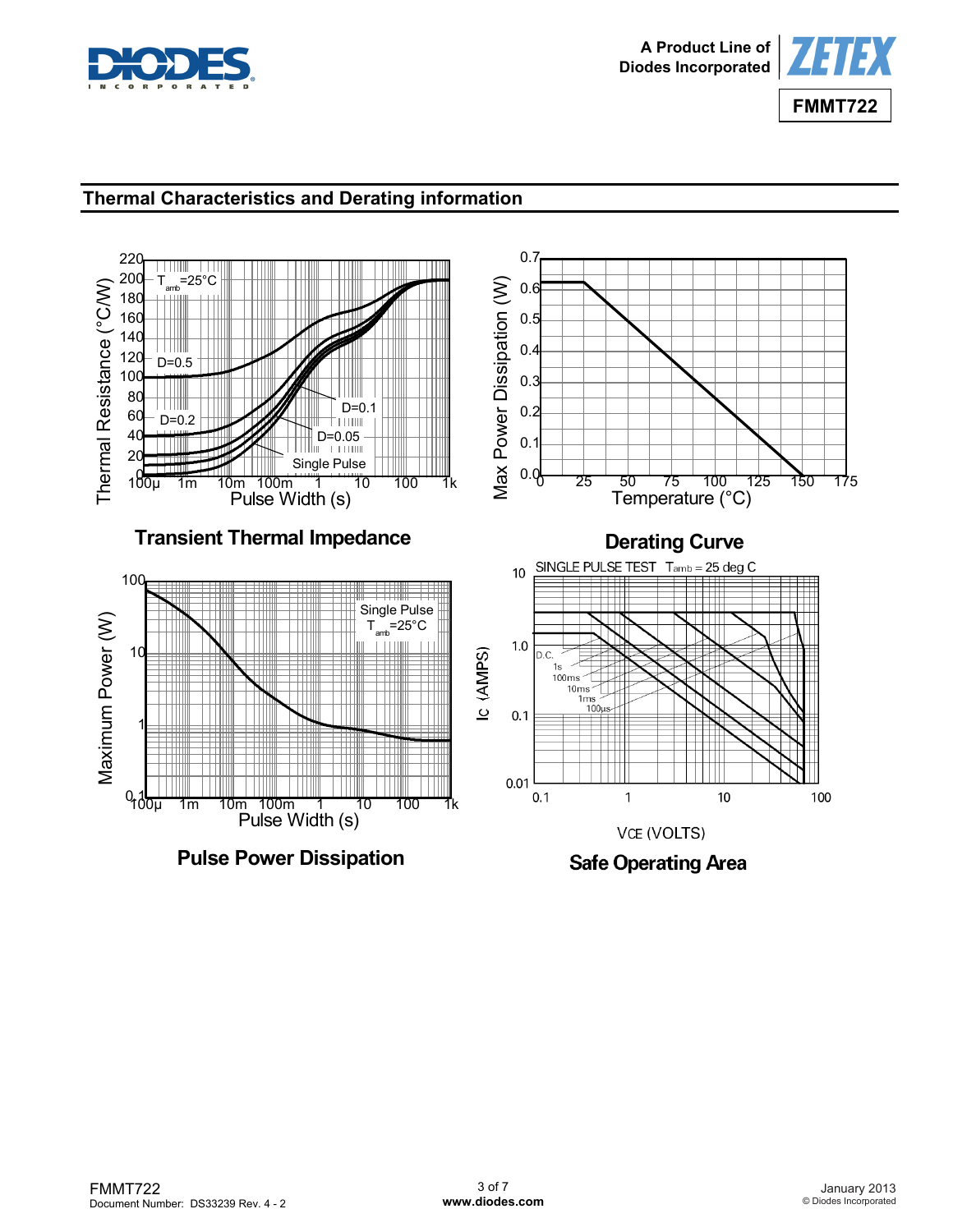## Thermal Characteristics and Derating information

Transient Thermal Impedance

Derating Curve

Pulse Power Dissipation

Safe Operating Area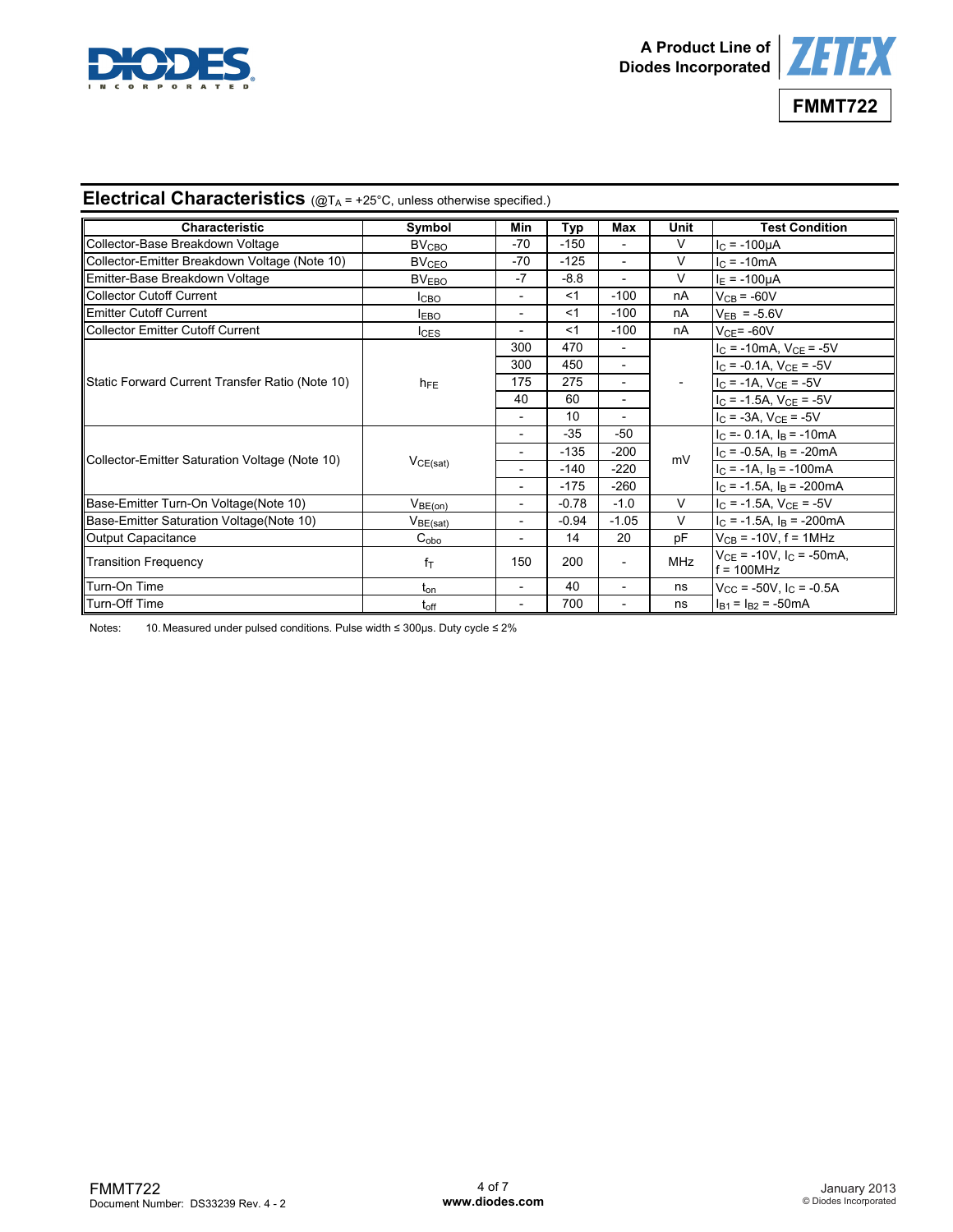## Electrical Characteristics (@$T_A$ = +25°C, unless otherwise specified.)

| Characteristic | Symbol | Min | Typ | Max | Unit | Test Condition |
|---|---|---|---|---|---|---|
| Collector-Base Breakdown Voltage | $BV_{CBO}$ | -70 | -150 | - | V | $I_C$ = -100µA |
| Collector-Emitter Breakdown Voltage (Note 10) | $BV_{CEO}$ | -70 | -125 | - | V | $I_C$ = -10mA |
| Emitter-Base Breakdown Voltage | $BV_{EBO}$ | -7 | -8.8 | - | V | $I_E$ = -100µA |
| Collector Cutoff Current | $I_{CBO}$ | - | <1 | -100 | nA | $V_{CB}$ = -60V |
| Emitter Cutoff Current | $I_{EBO}$ | - | <1 | -100 | nA | $V_{EB}$ = -5.6V |
| Collector Emitter Cutoff Current | $I_{CES}$ | - | <1 | -100 | nA | $V_{CE}$= -60V |
| Static Forward Current Transfer Ratio (Note 10) | $h_{FE}$ | 300 | 470 | - | - | $I_C$ = -10mA, $V_{CE}$ = -5V |
| | | 300 | 450 | - | | $I_C$ = -0.1A, $V_{CE}$ = -5V |
| | | 175 | 275 | - | | $I_C$ = -1A, $V_{CE}$ = -5V |
| | | 40 | 60 | - | | $I_C$ = -1.5A, $V_{CE}$ = -5V |
| | | - | 10 | - | | $I_C$ = -3A, $V_{CE}$ = -5V |
| Collector-Emitter Saturation Voltage (Note 10) | $V_{CE(sat)}$ | - | -35 | -50 | mV | $I_C$ =- 0.1A, $I_B$ = -10mA |
| | | - | -135 | -200 | | $I_C$ = -0.5A, $I_B$ = -20mA |
| | | - | -140 | -220 | | $I_C$ = -1A, $I_B$ = -100mA |
| | | - | -175 | -260 | | $I_C$ = -1.5A, $I_B$ = -200mA |
| Base-Emitter Turn-On Voltage(Note 10) | $V_{BE(on)}$ | - | -0.78 | -1.0 | V | $I_C$ = -1.5A, $V_{CE}$ = -5V |
| Base-Emitter Saturation Voltage(Note 10) | $V_{BE(sat)}$ | - | -0.94 | -1.05 | V | $I_C$ = -1.5A, $I_B$ = -200mA |
| Output Capacitance | $C_{obo}$ | - | 14 | 20 | pF | $V_{CB}$ = -10V, f = 1MHz |
| Transition Frequency | $f_T$ | 150 | 200 | - | MHz | $V_{CE}$ = -10V, $I_C$ = -50mA, f = 100MHz |
| Turn-On Time | $t_{on}$ | - | 40 | - | ns | $V_{CC}$ = -50V, $I_C$ = -0.5A |
| Turn-Off Time | $t_{off}$ | - | 700 | - | ns | $I_{B1}$ = $I_{B2}$ = -50mA |

Notes: 10. Measured under pulsed conditions. Pulse width ≤ 300µs. Duty cycle ≤ 2%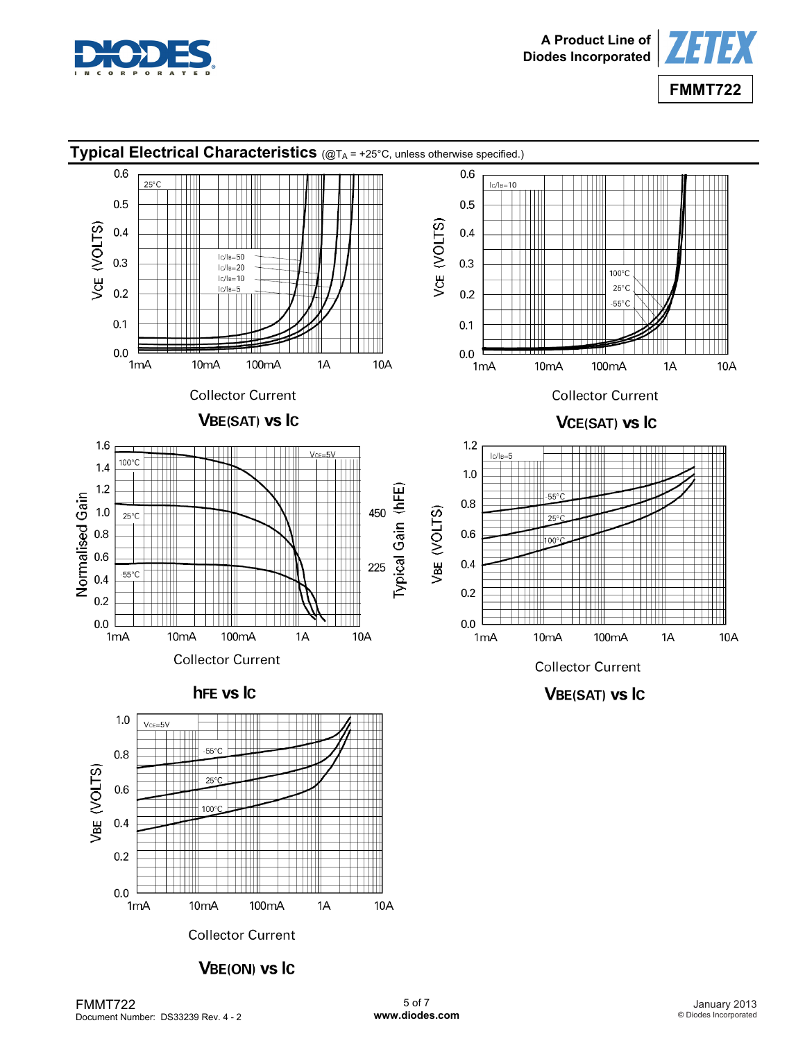## Typical Electrical Characteristics (@$T_A$ = +25°C, unless otherwise specified.)

25°C

$I_C/I_B$=50
$I_C/I_B$=20
$I_C/I_B$=10
$I_C/I_B$=5

$V_{CE}$ (VOLTS)

Collector Current

**$V_{BE(SAT)}$ vs $I_C$**

$I_C/I_B$=10

100°C
25°C
-55°C

$V_{CE}$ (VOLTS)

Collector Current

**$V_{CE(SAT)}$ vs $I_C$**

$V_{CE}$=5V

100°C
25°C
-55°C

Normalised Gain

Typical Gain ($h_{FE}$)

Collector Current

**$h_{FE}$ vs $I_C$**

$I_C/I_B$=5

-55°C
25°C
100°C

$V_{BE}$ (VOLTS)

Collector Current

**$V_{BE(SAT)}$ vs $I_C$**

$V_{CE}$=5V

-55°C
25°C
100°C

$V_{BE}$ (VOLTS)

Collector Current

**$V_{BE(ON)}$ vs $I_C$**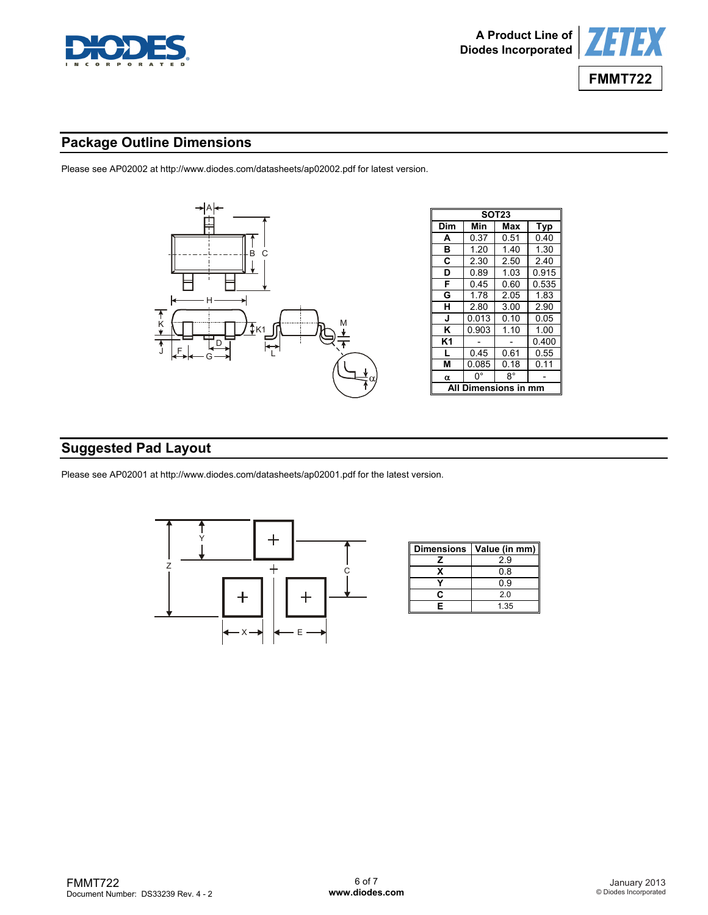## Package Outline Dimensions

Please see AP02002 at http://www.diodes.com/datasheets/ap02002.pdf for latest version.

| SOT23 | | | |
|---|---|---|---|
| **Dim** | **Min** | **Max** | **Typ** |
| **A** | 0.37 | 0.51 | 0.40 |
| **B** | 1.20 | 1.40 | 1.30 |
| **C** | 2.30 | 2.50 | 2.40 |
| **D** | 0.89 | 1.03 | 0.915 |
| **F** | 0.45 | 0.60 | 0.535 |
| **G** | 1.78 | 2.05 | 1.83 |
| **H** | 2.80 | 3.00 | 2.90 |
| **J** | 0.013 | 0.10 | 0.05 |
| **K** | 0.903 | 1.10 | 1.00 |
| **K1** | - | - | 0.400 |
| **L** | 0.45 | 0.61 | 0.55 |
| **M** | 0.085 | 0.18 | 0.11 |
| **α** | 0° | 8° | - |
| **All Dimensions in mm** | | | |

## Suggested Pad Layout

Please see AP02001 at http://www.diodes.com/datasheets/ap02001.pdf for the latest version.

| Dimensions | Value (in mm) |
|---|---|
| **Z** | 2.9 |
| **X** | 0.8 |
| **Y** | 0.9 |
| **C** | 2.0 |
| **E** | 1.35 |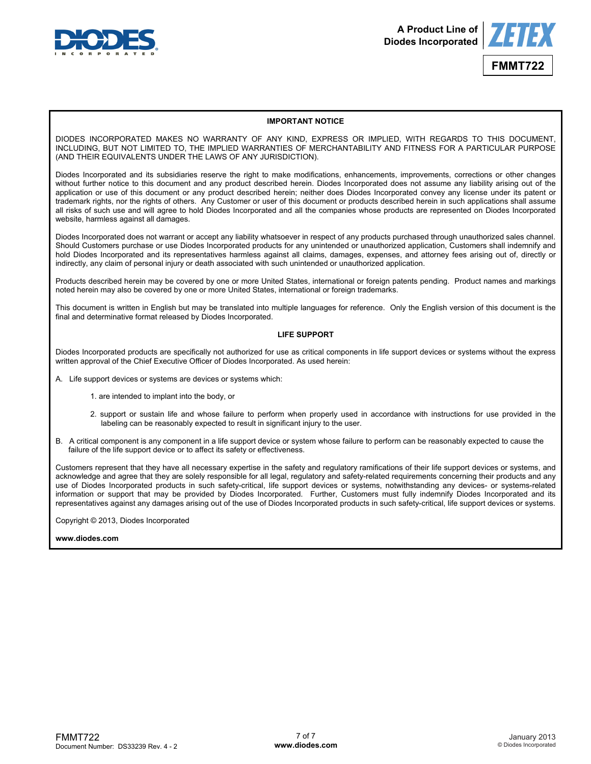## IMPORTANT NOTICE

DIODES INCORPORATED MAKES NO WARRANTY OF ANY KIND, EXPRESS OR IMPLIED, WITH REGARDS TO THIS DOCUMENT, INCLUDING, BUT NOT LIMITED TO, THE IMPLIED WARRANTIES OF MERCHANTABILITY AND FITNESS FOR A PARTICULAR PURPOSE (AND THEIR EQUIVALENTS UNDER THE LAWS OF ANY JURISDICTION).

Diodes Incorporated and its subsidiaries reserve the right to make modifications, enhancements, improvements, corrections or other changes without further notice to this document and any product described herein. Diodes Incorporated does not assume any liability arising out of the application or use of this document or any product described herein; neither does Diodes Incorporated convey any license under its patent or trademark rights, nor the rights of others. Any Customer or user of this document or products described herein in such applications shall assume all risks of such use and will agree to hold Diodes Incorporated and all the companies whose products are represented on Diodes Incorporated website, harmless against all damages.

Diodes Incorporated does not warrant or accept any liability whatsoever in respect of any products purchased through unauthorized sales channel. Should Customers purchase or use Diodes Incorporated products for any unintended or unauthorized application, Customers shall indemnify and hold Diodes Incorporated and its representatives harmless against all claims, damages, expenses, and attorney fees arising out of, directly or indirectly, any claim of personal injury or death associated with such unintended or unauthorized application.

Products described herein may be covered by one or more United States, international or foreign patents pending. Product names and markings noted herein may also be covered by one or more United States, international or foreign trademarks.

This document is written in English but may be translated into multiple languages for reference. Only the English version of this document is the final and determinative format released by Diodes Incorporated.

## LIFE SUPPORT

Diodes Incorporated products are specifically not authorized for use as critical components in life support devices or systems without the express written approval of the Chief Executive Officer of Diodes Incorporated. As used herein:

A. Life support devices or systems are devices or systems which:

1. are intended to implant into the body, or
2. support or sustain life and whose failure to perform when properly used in accordance with instructions for use provided in the labeling can be reasonably expected to result in significant injury to the user.

B. A critical component is any component in a life support device or system whose failure to perform can be reasonably expected to cause the failure of the life support device or to affect its safety or effectiveness.

Customers represent that they have all necessary expertise in the safety and regulatory ramifications of their life support devices or systems, and acknowledge and agree that they are solely responsible for all legal, regulatory and safety-related requirements concerning their products and any use of Diodes Incorporated products in such safety-critical, life support devices or systems, notwithstanding any devices- or systems-related information or support that may be provided by Diodes Incorporated. Further, Customers must fully indemnify Diodes Incorporated and its representatives against any damages arising out of the use of Diodes Incorporated products in such safety-critical, life support devices or systems.

Copyright © 2013, Diodes Incorporated

**www.diodes.com**